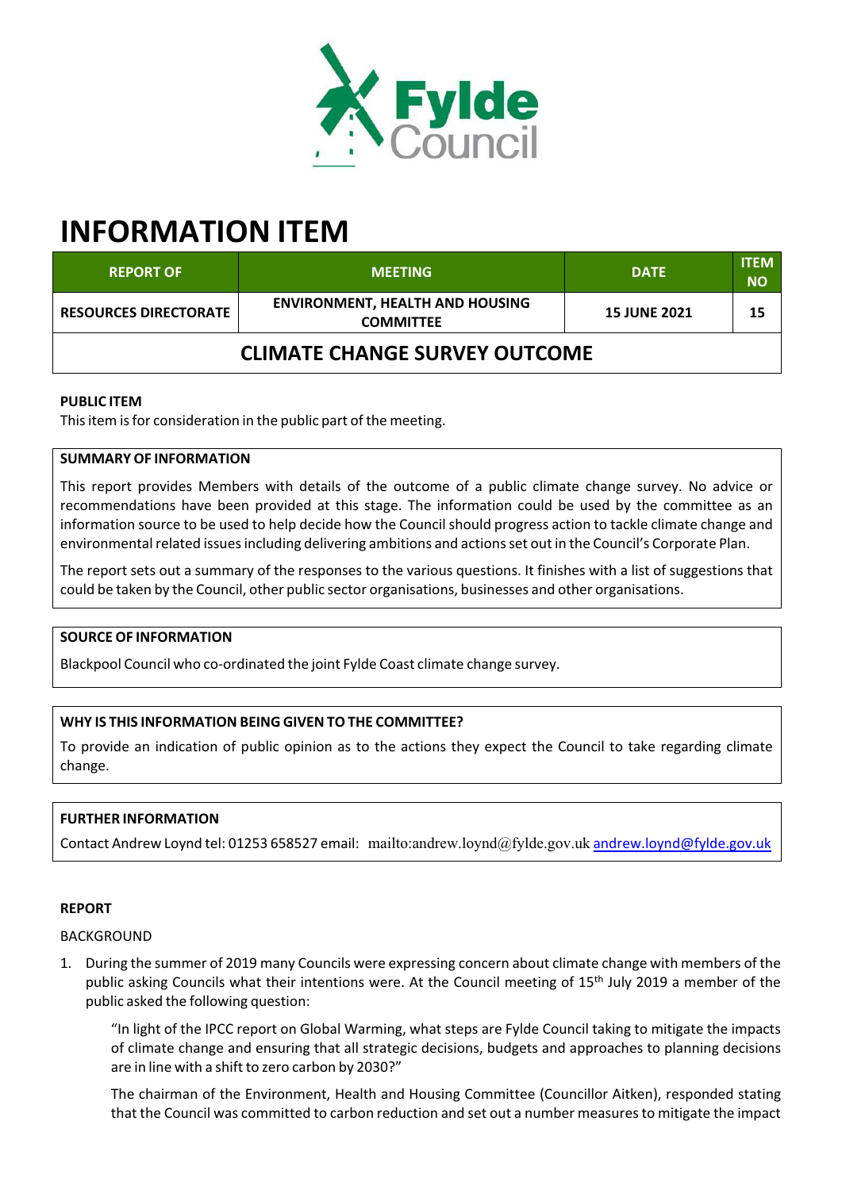# INFORMATION ITEM

| REPORT OF | MEETING | DATE | ITEM NO |
|---|---|---|---|
| RESOURCES DIRECTORATE | ENVIRONMENT, HEALTH AND HOUSING COMMITTEE | 15 JUNE 2021 | 15 |
| **CLIMATE CHANGE SURVEY OUTCOME** | | | |

**PUBLIC ITEM**

This item is for consideration in the public part of the meeting.

**SUMMARY OF INFORMATION**

This report provides Members with details of the outcome of a public climate change survey. No advice or recommendations have been provided at this stage. The information could be used by the committee as an information source to be used to help decide how the Council should progress action to tackle climate change and environmental related issues including delivering ambitions and actions set out in the Council's Corporate Plan.

The report sets out a summary of the responses to the various questions. It finishes with a list of suggestions that could be taken by the Council, other public sector organisations, businesses and other organisations.

**SOURCE OF INFORMATION**

Blackpool Council who co-ordinated the joint Fylde Coast climate change survey.

**WHY IS THIS INFORMATION BEING GIVEN TO THE COMMITTEE?**

To provide an indication of public opinion as to the actions they expect the Council to take regarding climate change.

**FURTHER INFORMATION**

Contact Andrew Loynd tel: 01253 658527 email: mailto:andrew.loynd@fylde.gov.uk andrew.loynd@fylde.gov.uk

**REPORT**

BACKGROUND

1. During the summer of 2019 many Councils were expressing concern about climate change with members of the public asking Councils what their intentions were. At the Council meeting of 15th July 2019 a member of the public asked the following question:

   "In light of the IPCC report on Global Warming, what steps are Fylde Council taking to mitigate the impacts of climate change and ensuring that all strategic decisions, budgets and approaches to planning decisions are in line with a shift to zero carbon by 2030?"

   The chairman of the Environment, Health and Housing Committee (Councillor Aitken), responded stating that the Council was committed to carbon reduction and set out a number measures to mitigate the impact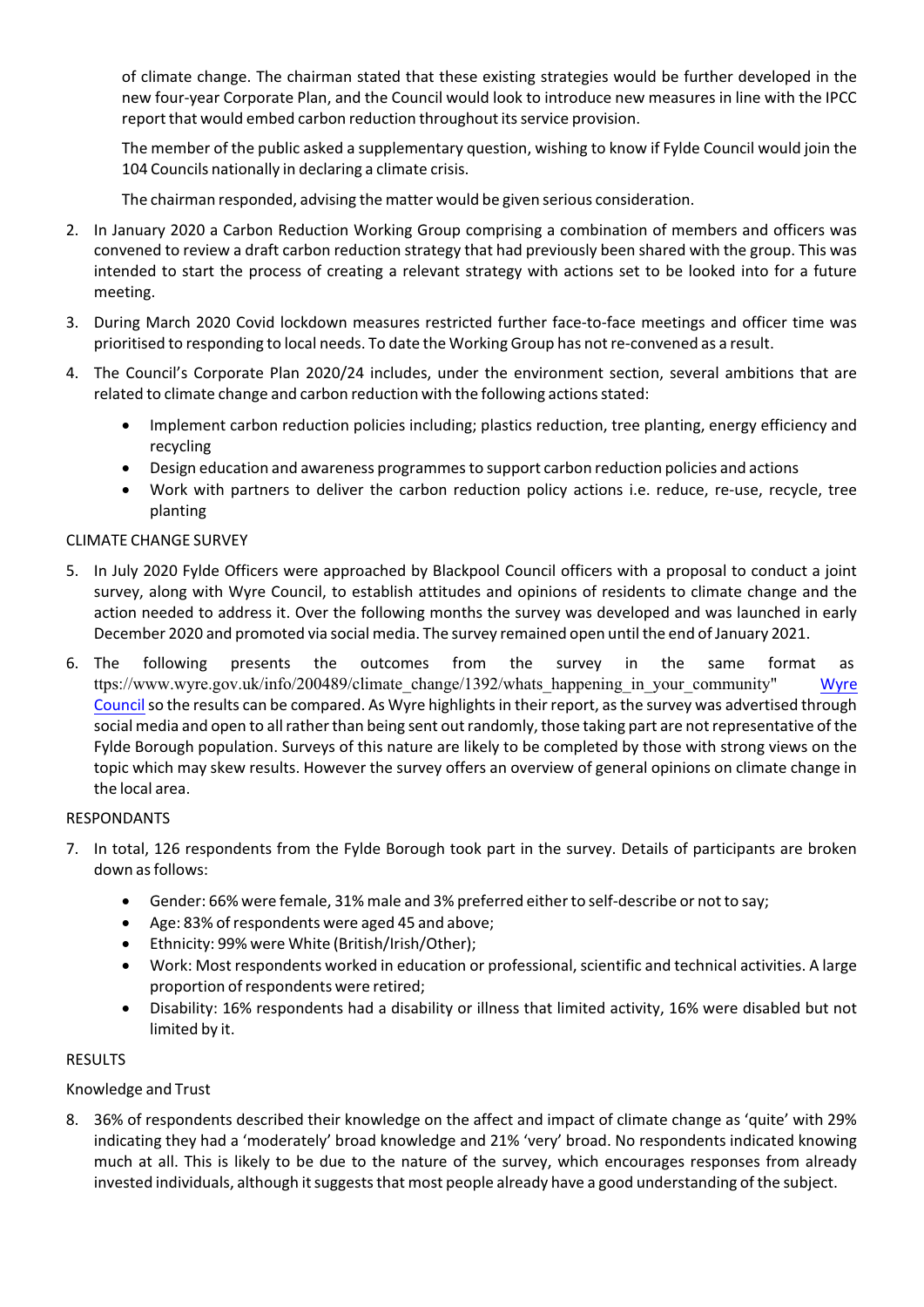of climate change. The chairman stated that these existing strategies would be further developed in the new four-year Corporate Plan, and the Council would look to introduce new measures in line with the IPCC report that would embed carbon reduction throughout its service provision.

The member of the public asked a supplementary question, wishing to know if Fylde Council would join the 104 Councils nationally in declaring a climate crisis.

The chairman responded, advising the matter would be given serious consideration.

2. In January 2020 a Carbon Reduction Working Group comprising a combination of members and officers was convened to review a draft carbon reduction strategy that had previously been shared with the group. This was intended to start the process of creating a relevant strategy with actions set to be looked into for a future meeting.

3. During March 2020 Covid lockdown measures restricted further face-to-face meetings and officer time was prioritised to responding to local needs. To date the Working Group has not re-convened as a result.

4. The Council's Corporate Plan 2020/24 includes, under the environment section, several ambitions that are related to climate change and carbon reduction with the following actions stated:

   - Implement carbon reduction policies including; plastics reduction, tree planting, energy efficiency and recycling
   - Design education and awareness programmes to support carbon reduction policies and actions
   - Work with partners to deliver the carbon reduction policy actions i.e. reduce, re-use, recycle, tree planting

CLIMATE CHANGE SURVEY

5. In July 2020 Fylde Officers were approached by Blackpool Council officers with a proposal to conduct a joint survey, along with Wyre Council, to establish attitudes and opinions of residents to climate change and the action needed to address it. Over the following months the survey was developed and was launched in early December 2020 and promoted via social media. The survey remained open until the end of January 2021.

6. The following presents the outcomes from the survey in the same format as ttps://www.wyre.gov.uk/info/200489/climate_change/1392/whats_happening_in_your_community" Wyre Council so the results can be compared. As Wyre highlights in their report, as the survey was advertised through social media and open to all rather than being sent out randomly, those taking part are not representative of the Fylde Borough population. Surveys of this nature are likely to be completed by those with strong views on the topic which may skew results. However the survey offers an overview of general opinions on climate change in the local area.

RESPONDANTS

7. In total, 126 respondents from the Fylde Borough took part in the survey. Details of participants are broken down as follows:

   - Gender: 66% were female, 31% male and 3% preferred either to self-describe or not to say;
   - Age: 83% of respondents were aged 45 and above;
   - Ethnicity: 99% were White (British/Irish/Other);
   - Work: Most respondents worked in education or professional, scientific and technical activities. A large proportion of respondents were retired;
   - Disability: 16% respondents had a disability or illness that limited activity, 16% were disabled but not limited by it.

RESULTS

Knowledge and Trust

8. 36% of respondents described their knowledge on the affect and impact of climate change as 'quite' with 29% indicating they had a 'moderately' broad knowledge and 21% 'very' broad. No respondents indicated knowing much at all. This is likely to be due to the nature of the survey, which encourages responses from already invested individuals, although it suggests that most people already have a good understanding of the subject.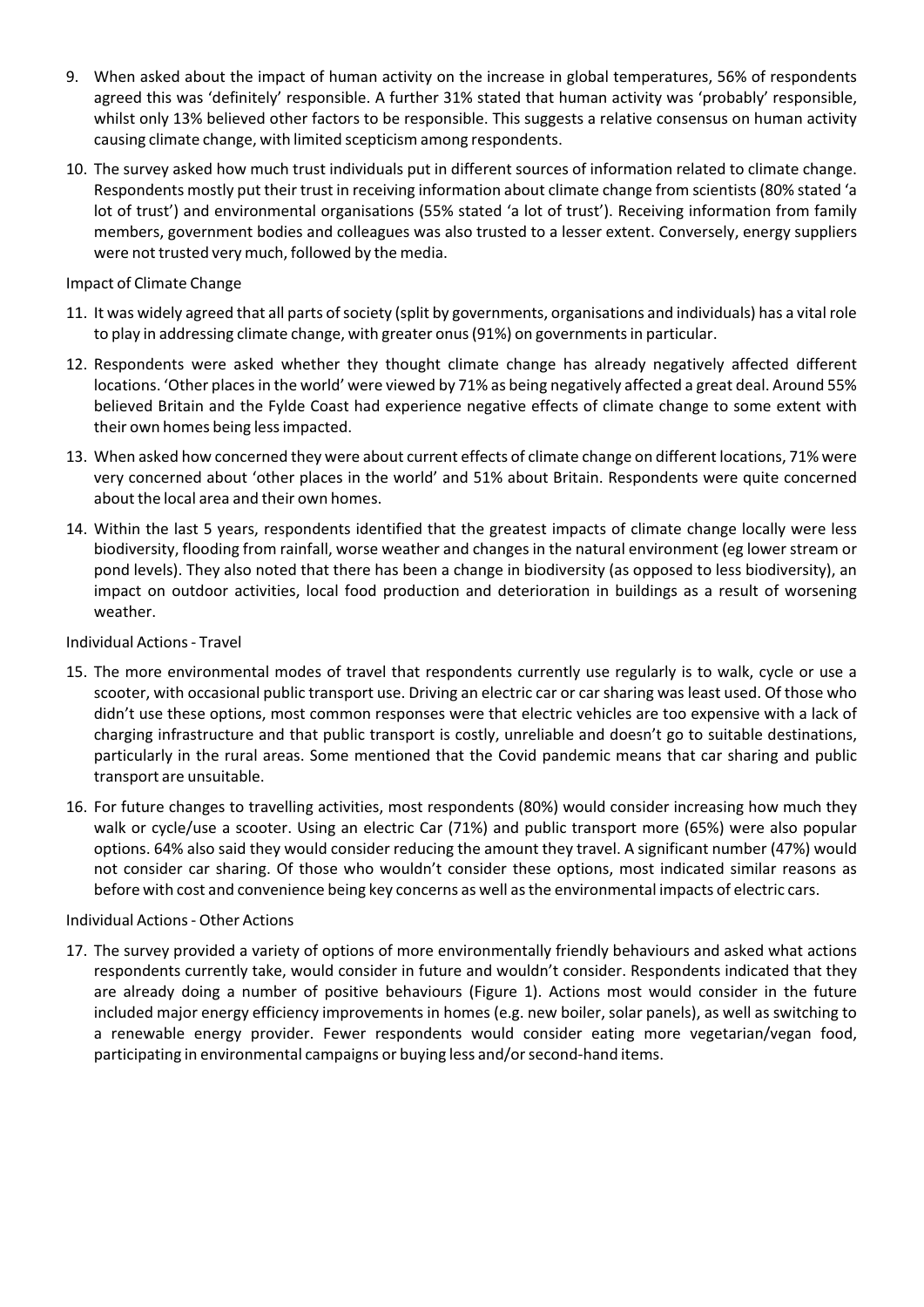9. When asked about the impact of human activity on the increase in global temperatures, 56% of respondents agreed this was 'definitely' responsible. A further 31% stated that human activity was 'probably' responsible, whilst only 13% believed other factors to be responsible. This suggests a relative consensus on human activity causing climate change, with limited scepticism among respondents.

10. The survey asked how much trust individuals put in different sources of information related to climate change. Respondents mostly put their trust in receiving information about climate change from scientists (80% stated 'a lot of trust') and environmental organisations (55% stated 'a lot of trust'). Receiving information from family members, government bodies and colleagues was also trusted to a lesser extent. Conversely, energy suppliers were not trusted very much, followed by the media.

Impact of Climate Change

11. It was widely agreed that all parts of society (split by governments, organisations and individuals) has a vital role to play in addressing climate change, with greater onus (91%) on governments in particular.

12. Respondents were asked whether they thought climate change has already negatively affected different locations. 'Other places in the world' were viewed by 71% as being negatively affected a great deal. Around 55% believed Britain and the Fylde Coast had experience negative effects of climate change to some extent with their own homes being less impacted.

13. When asked how concerned they were about current effects of climate change on different locations, 71% were very concerned about 'other places in the world' and 51% about Britain. Respondents were quite concerned about the local area and their own homes.

14. Within the last 5 years, respondents identified that the greatest impacts of climate change locally were less biodiversity, flooding from rainfall, worse weather and changes in the natural environment (eg lower stream or pond levels). They also noted that there has been a change in biodiversity (as opposed to less biodiversity), an impact on outdoor activities, local food production and deterioration in buildings as a result of worsening weather.

Individual Actions - Travel

15. The more environmental modes of travel that respondents currently use regularly is to walk, cycle or use a scooter, with occasional public transport use. Driving an electric car or car sharing was least used. Of those who didn't use these options, most common responses were that electric vehicles are too expensive with a lack of charging infrastructure and that public transport is costly, unreliable and doesn't go to suitable destinations, particularly in the rural areas. Some mentioned that the Covid pandemic means that car sharing and public transport are unsuitable.

16. For future changes to travelling activities, most respondents (80%) would consider increasing how much they walk or cycle/use a scooter. Using an electric Car (71%) and public transport more (65%) were also popular options. 64% also said they would consider reducing the amount they travel. A significant number (47%) would not consider car sharing. Of those who wouldn't consider these options, most indicated similar reasons as before with cost and convenience being key concerns as well as the environmental impacts of electric cars.

Individual Actions - Other Actions

17. The survey provided a variety of options of more environmentally friendly behaviours and asked what actions respondents currently take, would consider in future and wouldn't consider. Respondents indicated that they are already doing a number of positive behaviours (Figure 1). Actions most would consider in the future included major energy efficiency improvements in homes (e.g. new boiler, solar panels), as well as switching to a renewable energy provider. Fewer respondents would consider eating more vegetarian/vegan food, participating in environmental campaigns or buying less and/or second-hand items.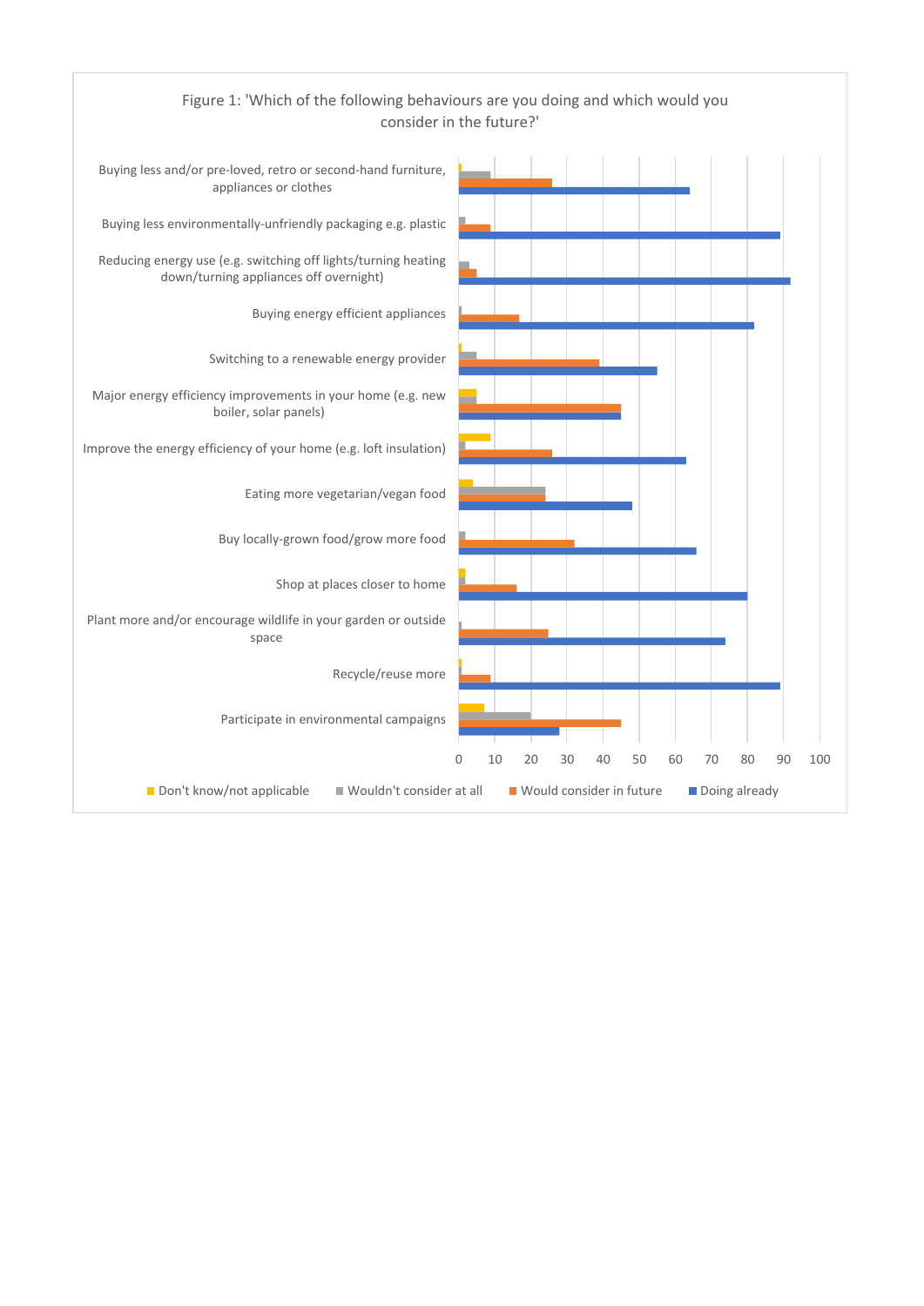Figure 1: 'Which of the following behaviours are you doing and which would you consider in the future?'

Buying less and/or pre-loved, retro or second-hand furniture, appliances or clothes

Buying less environmentally-unfriendly packaging e.g. plastic

Reducing energy use (e.g. switching off lights/turning heating down/turning appliances off overnight)

Buying energy efficient appliances

Switching to a renewable energy provider

Major energy efficiency improvements in your home (e.g. new boiler, solar panels)

Improve the energy efficiency of your home (e.g. loft insulation)

Eating more vegetarian/vegan food

Buy locally-grown food/grow more food

Shop at places closer to home

Plant more and/or encourage wildlife in your garden or outside space

Recycle/reuse more

Participate in environmental campaigns

0 10 20 30 40 50 60 70 80 90 100

Don't know/not applicable | Wouldn't consider at all | Would consider in future | Doing already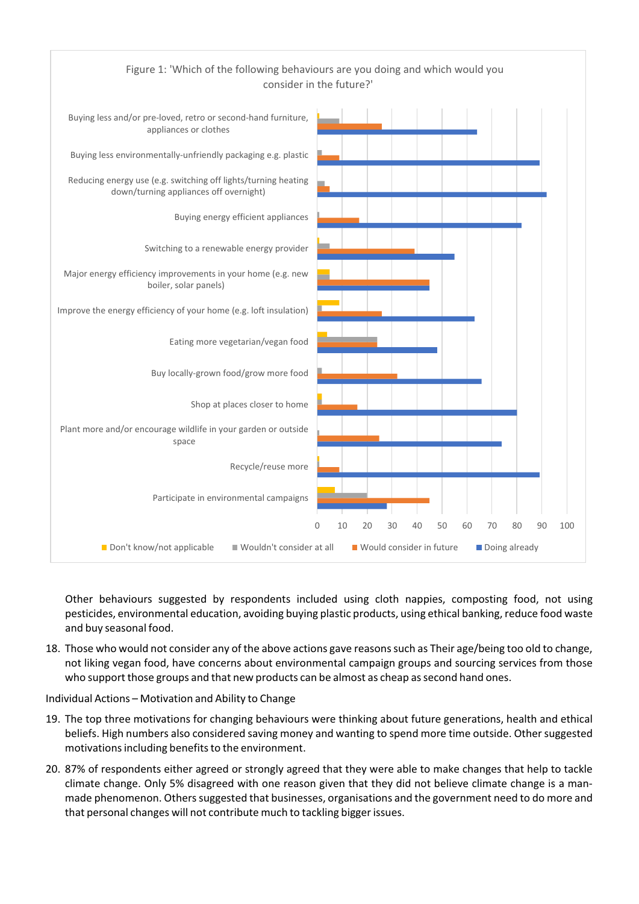Figure 1: 'Which of the following behaviours are you doing and which would you consider in the future?'

Other behaviours suggested by respondents included using cloth nappies, composting food, not using pesticides, environmental education, avoiding buying plastic products, using ethical banking, reduce food waste and buy seasonal food.

18. Those who would not consider any of the above actions gave reasons such as Their age/being too old to change, not liking vegan food, have concerns about environmental campaign groups and sourcing services from those who support those groups and that new products can be almost as cheap as second hand ones.

Individual Actions – Motivation and Ability to Change

19. The top three motivations for changing behaviours were thinking about future generations, health and ethical beliefs. High numbers also considered saving money and wanting to spend more time outside. Other suggested motivations including benefits to the environment.

20. 87% of respondents either agreed or strongly agreed that they were able to make changes that help to tackle climate change. Only 5% disagreed with one reason given that they did not believe climate change is a man-made phenomenon. Others suggested that businesses, organisations and the government need to do more and that personal changes will not contribute much to tackling bigger issues.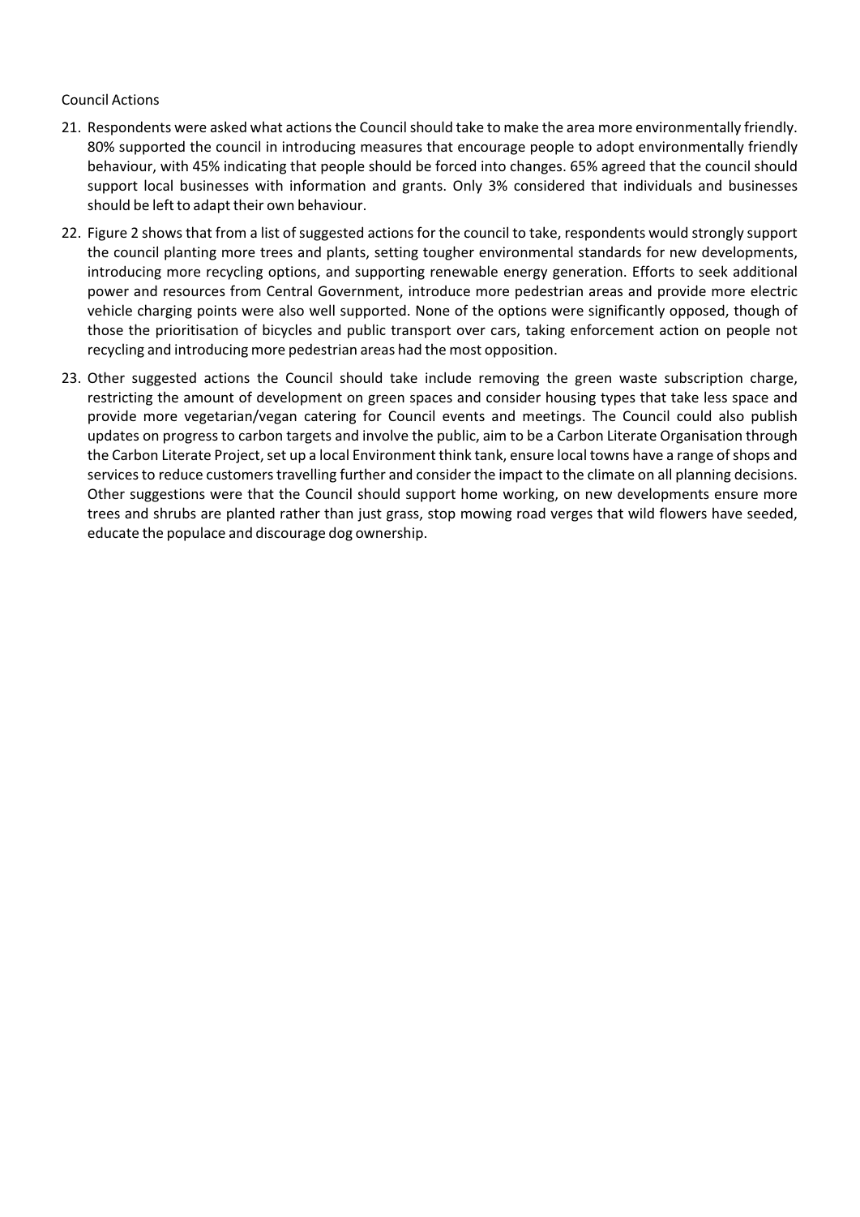Council Actions

21. Respondents were asked what actions the Council should take to make the area more environmentally friendly. 80% supported the council in introducing measures that encourage people to adopt environmentally friendly behaviour, with 45% indicating that people should be forced into changes. 65% agreed that the council should support local businesses with information and grants. Only 3% considered that individuals and businesses should be left to adapt their own behaviour.

22. Figure 2 shows that from a list of suggested actions for the council to take, respondents would strongly support the council planting more trees and plants, setting tougher environmental standards for new developments, introducing more recycling options, and supporting renewable energy generation. Efforts to seek additional power and resources from Central Government, introduce more pedestrian areas and provide more electric vehicle charging points were also well supported. None of the options were significantly opposed, though of those the prioritisation of bicycles and public transport over cars, taking enforcement action on people not recycling and introducing more pedestrian areas had the most opposition.

23. Other suggested actions the Council should take include removing the green waste subscription charge, restricting the amount of development on green spaces and consider housing types that take less space and provide more vegetarian/vegan catering for Council events and meetings. The Council could also publish updates on progress to carbon targets and involve the public, aim to be a Carbon Literate Organisation through the Carbon Literate Project, set up a local Environment think tank, ensure local towns have a range of shops and services to reduce customers travelling further and consider the impact to the climate on all planning decisions. Other suggestions were that the Council should support home working, on new developments ensure more trees and shrubs are planted rather than just grass, stop mowing road verges that wild flowers have seeded, educate the populace and discourage dog ownership.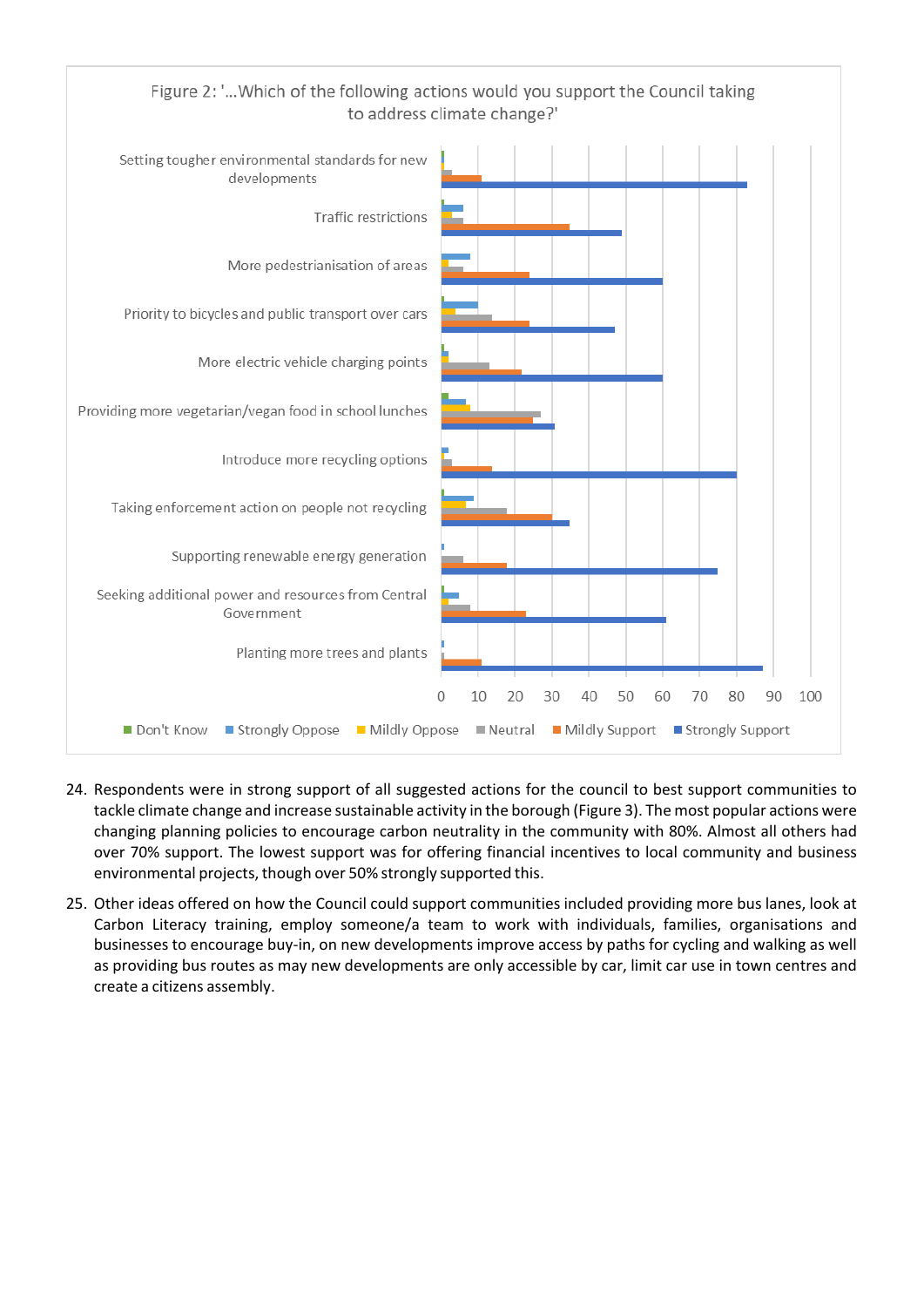Figure 2: '...Which of the following actions would you support the Council taking to address climate change?'

24. Respondents were in strong support of all suggested actions for the council to best support communities to tackle climate change and increase sustainable activity in the borough (Figure 3). The most popular actions were changing planning policies to encourage carbon neutrality in the community with 80%. Almost all others had over 70% support. The lowest support was for offering financial incentives to local community and business environmental projects, though over 50% strongly supported this.

25. Other ideas offered on how the Council could support communities included providing more bus lanes, look at Carbon Literacy training, employ someone/a team to work with individuals, families, organisations and businesses to encourage buy-in, on new developments improve access by paths for cycling and walking as well as providing bus routes as may new developments are only accessible by car, limit car use in town centres and create a citizens assembly.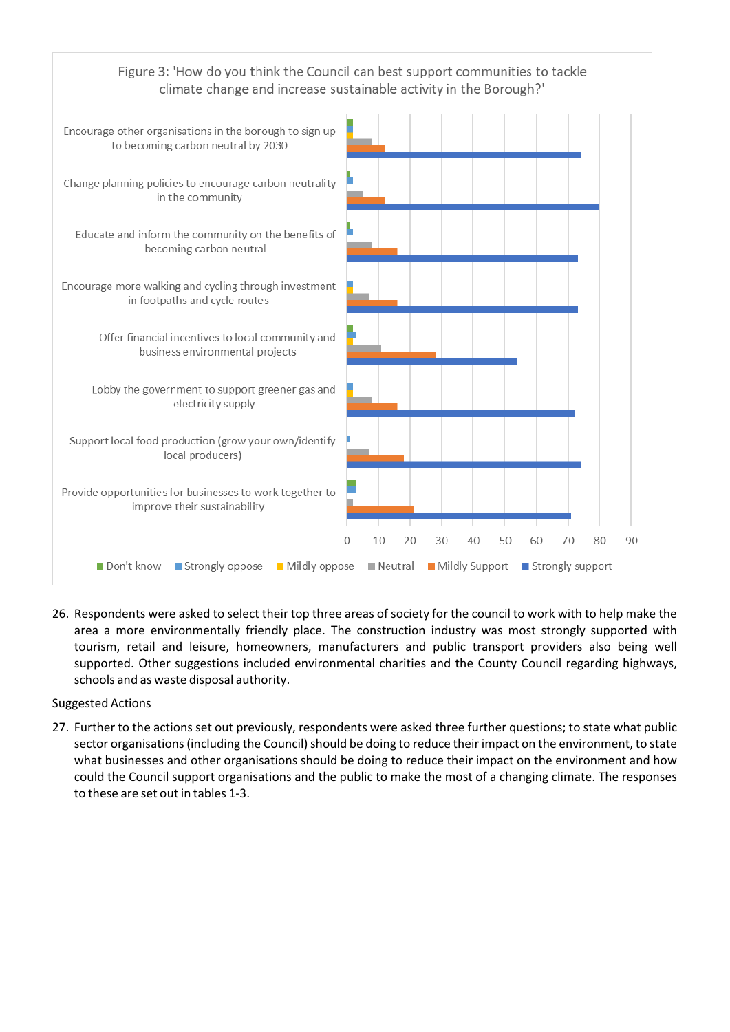Figure 3: 'How do you think the Council can best support communities to tackle climate change and increase sustainable activity in the Borough?'

26. Respondents were asked to select their top three areas of society for the council to work with to help make the area a more environmentally friendly place. The construction industry was most strongly supported with tourism, retail and leisure, homeowners, manufacturers and public transport providers also being well supported. Other suggestions included environmental charities and the County Council regarding highways, schools and as waste disposal authority.

Suggested Actions

27. Further to the actions set out previously, respondents were asked three further questions; to state what public sector organisations (including the Council) should be doing to reduce their impact on the environment, to state what businesses and other organisations should be doing to reduce their impact on the environment and how could the Council support organisations and the public to make the most of a changing climate. The responses to these are set out in tables 1-3.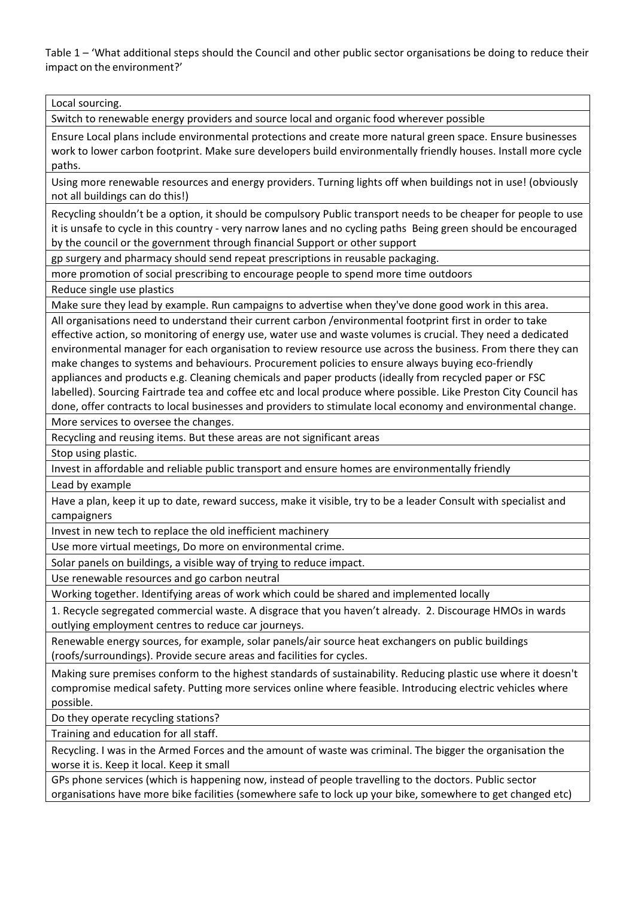Table 1 – 'What additional steps should the Council and other public sector organisations be doing to reduce their impact on the environment?'

| |
|---|
| Local sourcing. |
| Switch to renewable energy providers and source local and organic food wherever possible |
| Ensure Local plans include environmental protections and create more natural green space. Ensure businesses work to lower carbon footprint. Make sure developers build environmentally friendly houses. Install more cycle paths. |
| Using more renewable resources and energy providers. Turning lights off when buildings not in use! (obviously not all buildings can do this!) |
| Recycling shouldn't be a option, it should be compulsory Public transport needs to be cheaper for people to use it is unsafe to cycle in this country - very narrow lanes and no cycling paths Being green should be encouraged by the council or the government through financial Support or other support |
| gp surgery and pharmacy should send repeat prescriptions in reusable packaging. |
| more promotion of social prescribing to encourage people to spend more time outdoors |
| Reduce single use plastics |
| Make sure they lead by example. Run campaigns to advertise when they've done good work in this area. |
| All organisations need to understand their current carbon /environmental footprint first in order to take effective action, so monitoring of energy use, water use and waste volumes is crucial. They need a dedicated environmental manager for each organisation to review resource use across the business. From there they can make changes to systems and behaviours. Procurement policies to ensure always buying eco-friendly appliances and products e.g. Cleaning chemicals and paper products (ideally from recycled paper or FSC labelled). Sourcing Fairtrade tea and coffee etc and local produce where possible. Like Preston City Council has done, offer contracts to local businesses and providers to stimulate local economy and environmental change. |
| More services to oversee the changes. |
| Recycling and reusing items. But these areas are not significant areas |
| Stop using plastic. |
| Invest in affordable and reliable public transport and ensure homes are environmentally friendly |
| Lead by example |
| Have a plan, keep it up to date, reward success, make it visible, try to be a leader Consult with specialist and campaigners |
| Invest in new tech to replace the old inefficient machinery |
| Use more virtual meetings, Do more on environmental crime. |
| Solar panels on buildings, a visible way of trying to reduce impact. |
| Use renewable resources and go carbon neutral |
| Working together. Identifying areas of work which could be shared and implemented locally |
| 1. Recycle segregated commercial waste. A disgrace that you haven't already. 2. Discourage HMOs in wards outlying employment centres to reduce car journeys. |
| Renewable energy sources, for example, solar panels/air source heat exchangers on public buildings (roofs/surroundings). Provide secure areas and facilities for cycles. |
| Making sure premises conform to the highest standards of sustainability. Reducing plastic use where it doesn't compromise medical safety. Putting more services online where feasible. Introducing electric vehicles where possible. |
| Do they operate recycling stations? |
| Training and education for all staff. |
| Recycling. I was in the Armed Forces and the amount of waste was criminal. The bigger the organisation the worse it is. Keep it local. Keep it small |
| GPs phone services (which is happening now, instead of people travelling to the doctors. Public sector organisations have more bike facilities (somewhere safe to lock up your bike, somewhere to get changed etc) |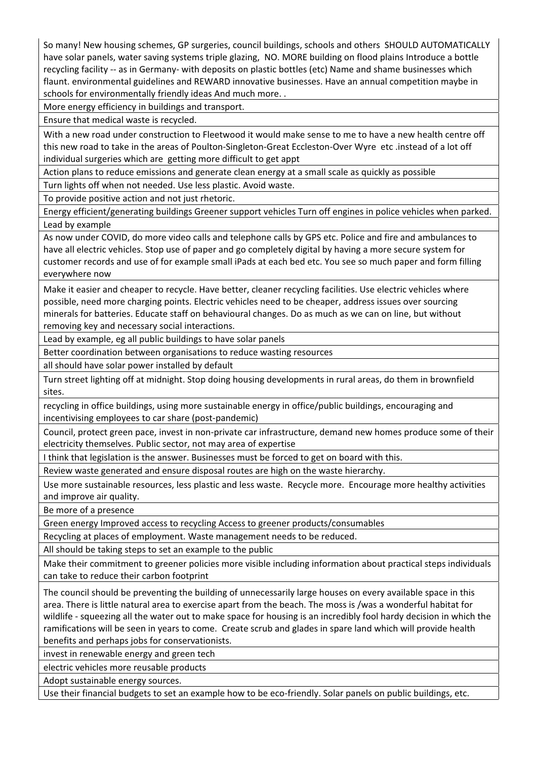| |
|---|
| So many! New housing schemes, GP surgeries, council buildings, schools and others SHOULD AUTOMATICALLY have solar panels, water saving systems triple glazing, NO. MORE building on flood plains Introduce a bottle recycling facility -- as in Germany- with deposits on plastic bottles (etc) Name and shame businesses which flaunt. environmental guidelines and REWARD innovative businesses. Have an annual competition maybe in schools for environmentally friendly ideas And much more. . |
| More energy efficiency in buildings and transport. |
| Ensure that medical waste is recycled. |
| With a new road under construction to Fleetwood it would make sense to me to have a new health centre off this new road to take in the areas of Poulton-Singleton-Great Eccleston-Over Wyre etc .instead of a lot off individual surgeries which are getting more difficult to get appt |
| Action plans to reduce emissions and generate clean energy at a small scale as quickly as possible |
| Turn lights off when not needed. Use less plastic. Avoid waste. |
| To provide positive action and not just rhetoric. |
| Energy efficient/generating buildings Greener support vehicles Turn off engines in police vehicles when parked. |
| Lead by example |
| As now under COVID, do more video calls and telephone calls by GPS etc. Police and fire and ambulances to have all electric vehicles. Stop use of paper and go completely digital by having a more secure system for customer records and use of for example small iPads at each bed etc. You see so much paper and form filling everywhere now |
| Make it easier and cheaper to recycle. Have better, cleaner recycling facilities. Use electric vehicles where possible, need more charging points. Electric vehicles need to be cheaper, address issues over sourcing minerals for batteries. Educate staff on behavioural changes. Do as much as we can on line, but without removing key and necessary social interactions. |
| Lead by example, eg all public buildings to have solar panels |
| Better coordination between organisations to reduce wasting resources |
| all should have solar power installed by default |
| Turn street lighting off at midnight. Stop doing housing developments in rural areas, do them in brownfield sites. |
| recycling in office buildings, using more sustainable energy in office/public buildings, encouraging and incentivising employees to car share (post-pandemic) |
| Council, protect green pace, invest in non-private car infrastructure, demand new homes produce some of their electricity themselves. Public sector, not may area of expertise |
| I think that legislation is the answer. Businesses must be forced to get on board with this. |
| Review waste generated and ensure disposal routes are high on the waste hierarchy. |
| Use more sustainable resources, less plastic and less waste. Recycle more. Encourage more healthy activities and improve air quality. |
| Be more of a presence |
| Green energy Improved access to recycling Access to greener products/consumables |
| Recycling at places of employment. Waste management needs to be reduced. |
| All should be taking steps to set an example to the public |
| Make their commitment to greener policies more visible including information about practical steps individuals can take to reduce their carbon footprint |
| The council should be preventing the building of unnecessarily large houses on every available space in this area. There is little natural area to exercise apart from the beach. The moss is /was a wonderful habitat for wildlife - squeezing all the water out to make space for housing is an incredibly fool hardy decision in which the ramifications will be seen in years to come. Create scrub and glades in spare land which will provide health benefits and perhaps jobs for conservationists. |
| invest in renewable energy and green tech |
| electric vehicles more reusable products |
| Adopt sustainable energy sources. |
| Use their financial budgets to set an example how to be eco-friendly. Solar panels on public buildings, etc. |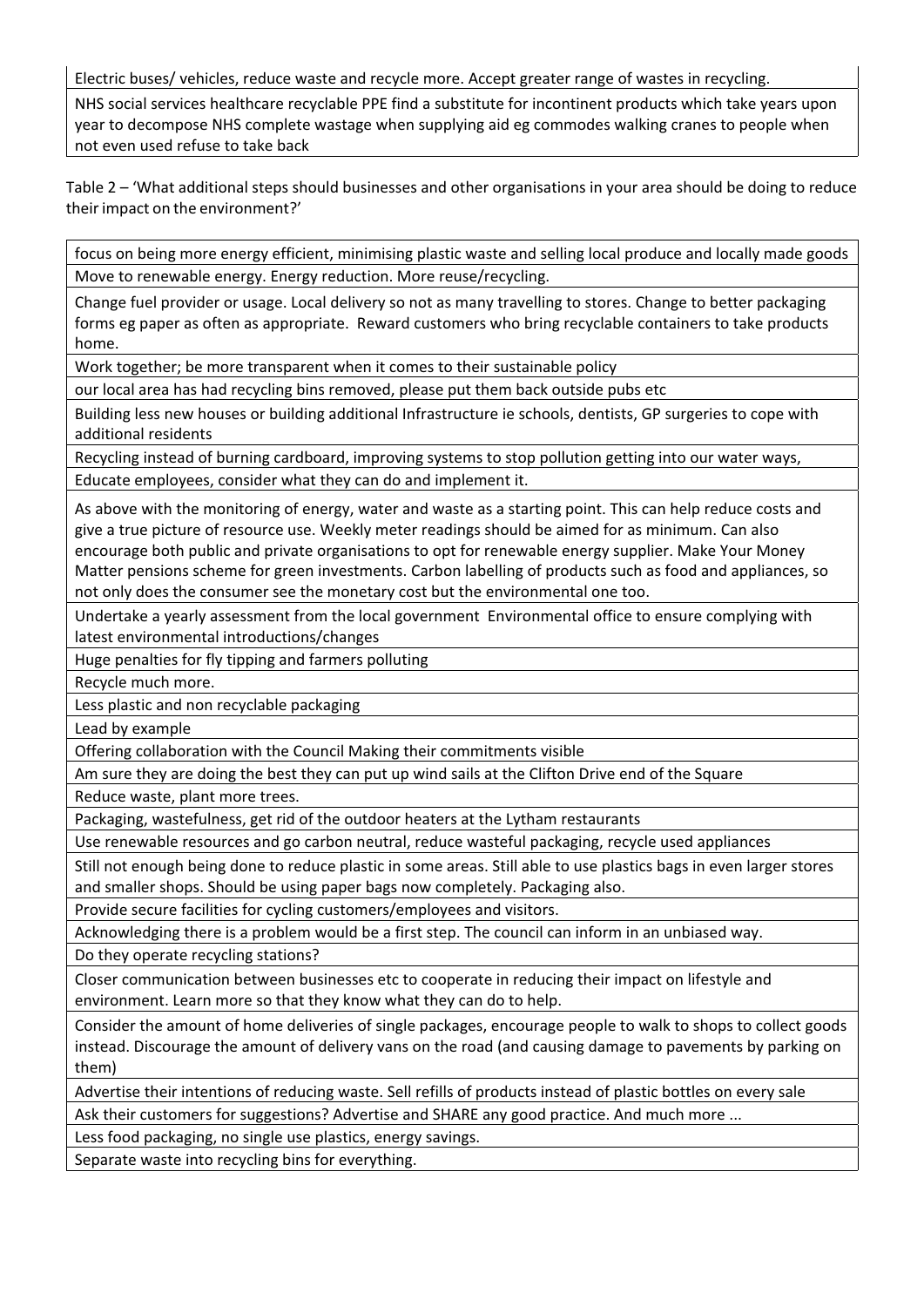| |
|---|
| Electric buses/ vehicles, reduce waste and recycle more. Accept greater range of wastes in recycling. |
| NHS social services healthcare recyclable PPE find a substitute for incontinent products which take years upon year to decompose NHS complete wastage when supplying aid eg commodes walking cranes to people when not even used refuse to take back |

Table 2 – 'What additional steps should businesses and other organisations in your area should be doing to reduce their impact on the environment?'

| |
|---|
| focus on being more energy efficient, minimising plastic waste and selling local produce and locally made goods |
| Move to renewable energy. Energy reduction. More reuse/recycling. |
| Change fuel provider or usage. Local delivery so not as many travelling to stores. Change to better packaging forms eg paper as often as appropriate. Reward customers who bring recyclable containers to take products home. |
| Work together; be more transparent when it comes to their sustainable policy |
| our local area has had recycling bins removed, please put them back outside pubs etc |
| Building less new houses or building additional Infrastructure ie schools, dentists, GP surgeries to cope with additional residents |
| Recycling instead of burning cardboard, improving systems to stop pollution getting into our water ways, |
| Educate employees, consider what they can do and implement it. |
| As above with the monitoring of energy, water and waste as a starting point. This can help reduce costs and give a true picture of resource use. Weekly meter readings should be aimed for as minimum. Can also encourage both public and private organisations to opt for renewable energy supplier. Make Your Money Matter pensions scheme for green investments. Carbon labelling of products such as food and appliances, so not only does the consumer see the monetary cost but the environmental one too. |
| Undertake a yearly assessment from the local government Environmental office to ensure complying with latest environmental introductions/changes |
| Huge penalties for fly tipping and farmers polluting |
| Recycle much more. |
| Less plastic and non recyclable packaging |
| Lead by example |
| Offering collaboration with the Council Making their commitments visible |
| Am sure they are doing the best they can put up wind sails at the Clifton Drive end of the Square |
| Reduce waste, plant more trees. |
| Packaging, wastefulness, get rid of the outdoor heaters at the Lytham restaurants |
| Use renewable resources and go carbon neutral, reduce wasteful packaging, recycle used appliances |
| Still not enough being done to reduce plastic in some areas. Still able to use plastics bags in even larger stores and smaller shops. Should be using paper bags now completely. Packaging also. |
| Provide secure facilities for cycling customers/employees and visitors. |
| Acknowledging there is a problem would be a first step. The council can inform in an unbiased way. |
| Do they operate recycling stations? |
| Closer communication between businesses etc to cooperate in reducing their impact on lifestyle and environment. Learn more so that they know what they can do to help. |
| Consider the amount of home deliveries of single packages, encourage people to walk to shops to collect goods instead. Discourage the amount of delivery vans on the road (and causing damage to pavements by parking on them) |
| Advertise their intentions of reducing waste. Sell refills of products instead of plastic bottles on every sale |
| Ask their customers for suggestions? Advertise and SHARE any good practice. And much more ... |
| Less food packaging, no single use plastics, energy savings. |
| Separate waste into recycling bins for everything. |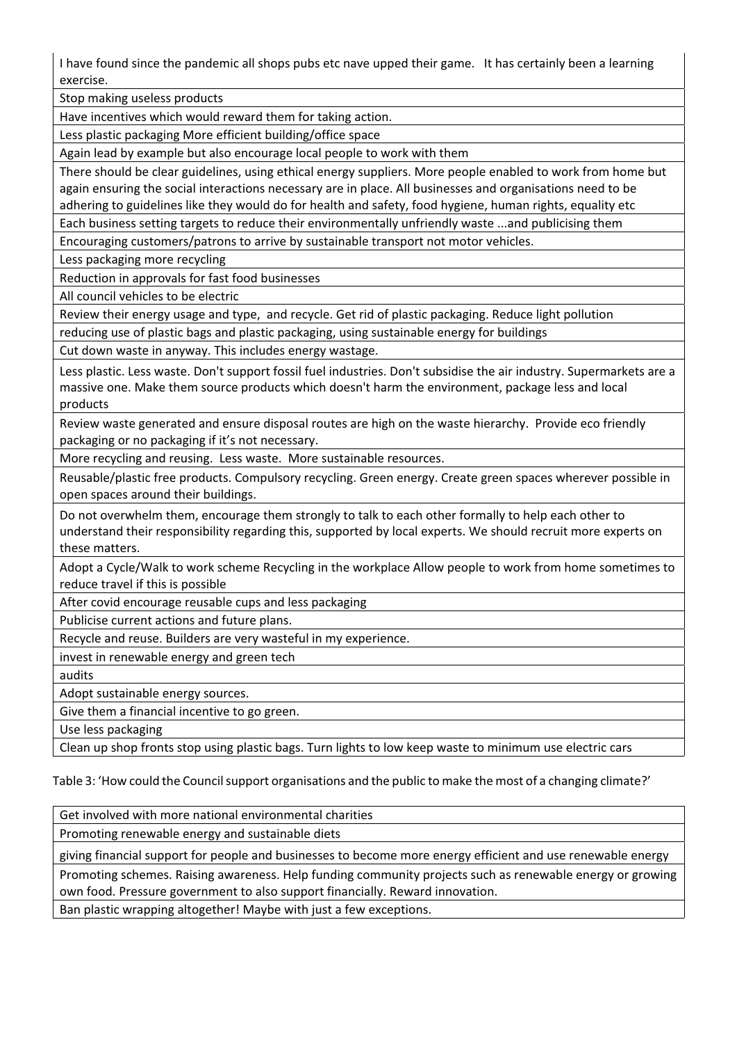| |
|---|
| I have found since the pandemic all shops pubs etc nave upped their game. It has certainly been a learning exercise. |
| Stop making useless products |
| Have incentives which would reward them for taking action. |
| Less plastic packaging More efficient building/office space |
| Again lead by example but also encourage local people to work with them |
| There should be clear guidelines, using ethical energy suppliers. More people enabled to work from home but again ensuring the social interactions necessary are in place. All businesses and organisations need to be adhering to guidelines like they would do for health and safety, food hygiene, human rights, equality etc |
| Each business setting targets to reduce their environmentally unfriendly waste ...and publicising them |
| Encouraging customers/patrons to arrive by sustainable transport not motor vehicles. |
| Less packaging more recycling |
| Reduction in approvals for fast food businesses |
| All council vehicles to be electric |
| Review their energy usage and type, and recycle. Get rid of plastic packaging. Reduce light pollution |
| reducing use of plastic bags and plastic packaging, using sustainable energy for buildings |
| Cut down waste in anyway. This includes energy wastage. |
| Less plastic. Less waste. Don't support fossil fuel industries. Don't subsidise the air industry. Supermarkets are a massive one. Make them source products which doesn't harm the environment, package less and local products |
| Review waste generated and ensure disposal routes are high on the waste hierarchy. Provide eco friendly packaging or no packaging if it's not necessary. |
| More recycling and reusing. Less waste. More sustainable resources. |
| Reusable/plastic free products. Compulsory recycling. Green energy. Create green spaces wherever possible in open spaces around their buildings. |
| Do not overwhelm them, encourage them strongly to talk to each other formally to help each other to understand their responsibility regarding this, supported by local experts. We should recruit more experts on these matters. |
| Adopt a Cycle/Walk to work scheme Recycling in the workplace Allow people to work from home sometimes to reduce travel if this is possible |
| After covid encourage reusable cups and less packaging |
| Publicise current actions and future plans. |
| Recycle and reuse. Builders are very wasteful in my experience. |
| invest in renewable energy and green tech |
| audits |
| Adopt sustainable energy sources. |
| Give them a financial incentive to go green. |
| Use less packaging |
| Clean up shop fronts stop using plastic bags. Turn lights to low keep waste to minimum use electric cars |

Table 3: 'How could the Council support organisations and the public to make the most of a changing climate?'

| |
|---|
| Get involved with more national environmental charities |
| Promoting renewable energy and sustainable diets |
| giving financial support for people and businesses to become more energy efficient and use renewable energy |
| Promoting schemes. Raising awareness. Help funding community projects such as renewable energy or growing own food. Pressure government to also support financially. Reward innovation. |
| Ban plastic wrapping altogether! Maybe with just a few exceptions. |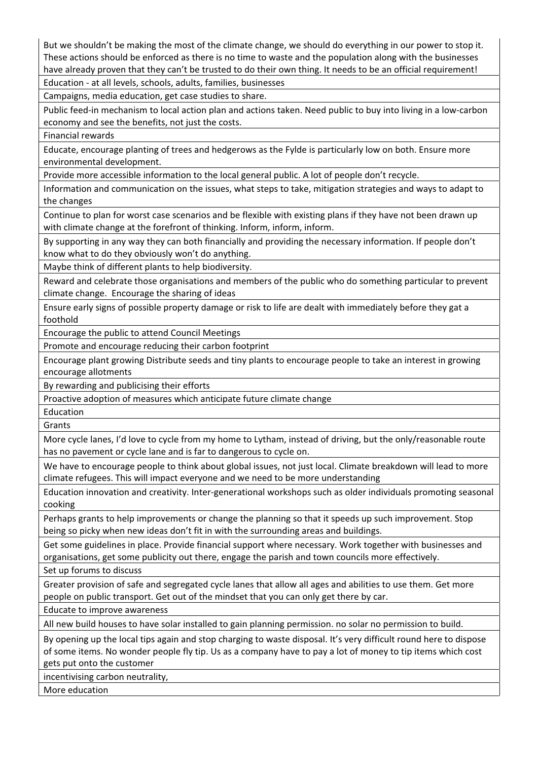| But we shouldn't be making the most of the climate change, we should do everything in our power to stop it. These actions should be enforced as there is no time to waste and the population along with the businesses have already proven that they can't be trusted to do their own thing. It needs to be an official requirement! |
|---|
| Education - at all levels, schools, adults, families, businesses |
| Campaigns, media education, get case studies to share. |
| Public feed-in mechanism to local action plan and actions taken. Need public to buy into living in a low-carbon economy and see the benefits, not just the costs. |
| Financial rewards |
| Educate, encourage planting of trees and hedgerows as the Fylde is particularly low on both. Ensure more environmental development. |
| Provide more accessible information to the local general public. A lot of people don't recycle. |
| Information and communication on the issues, what steps to take, mitigation strategies and ways to adapt to the changes |
| Continue to plan for worst case scenarios and be flexible with existing plans if they have not been drawn up with climate change at the forefront of thinking. Inform, inform, inform. |
| By supporting in any way they can both financially and providing the necessary information. If people don't know what to do they obviously won't do anything. |
| Maybe think of different plants to help biodiversity. |
| Reward and celebrate those organisations and members of the public who do something particular to prevent climate change. Encourage the sharing of ideas |
| Ensure early signs of possible property damage or risk to life are dealt with immediately before they gat a foothold |
| Encourage the public to attend Council Meetings |
| Promote and encourage reducing their carbon footprint |
| Encourage plant growing Distribute seeds and tiny plants to encourage people to take an interest in growing encourage allotments |
| By rewarding and publicising their efforts |
| Proactive adoption of measures which anticipate future climate change |
| Education |
| Grants |
| More cycle lanes, I'd love to cycle from my home to Lytham, instead of driving, but the only/reasonable route has no pavement or cycle lane and is far to dangerous to cycle on. |
| We have to encourage people to think about global issues, not just local. Climate breakdown will lead to more climate refugees. This will impact everyone and we need to be more understanding |
| Education innovation and creativity. Inter-generational workshops such as older individuals promoting seasonal cooking |
| Perhaps grants to help improvements or change the planning so that it speeds up such improvement. Stop being so picky when new ideas don't fit in with the surrounding areas and buildings. |
| Get some guidelines in place. Provide financial support where necessary. Work together with businesses and organisations, get some publicity out there, engage the parish and town councils more effectively. |
| Set up forums to discuss |
| Greater provision of safe and segregated cycle lanes that allow all ages and abilities to use them. Get more people on public transport. Get out of the mindset that you can only get there by car. |
| Educate to improve awareness |
| All new build houses to have solar installed to gain planning permission. no solar no permission to build. |
| By opening up the local tips again and stop charging to waste disposal. It's very difficult round here to dispose of some items. No wonder people fly tip. Us as a company have to pay a lot of money to tip items which cost gets put onto the customer |
| incentivising carbon neutrality, |
| More education |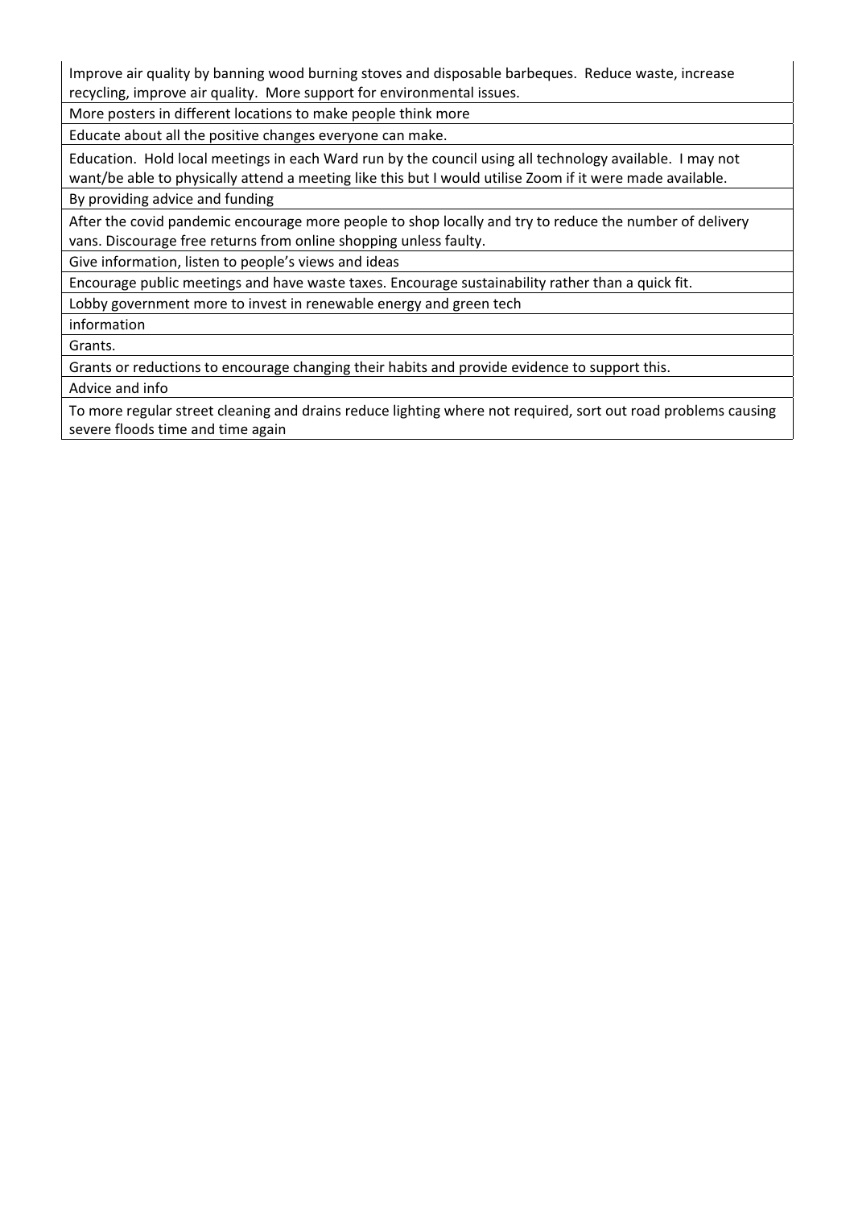| |
|---|
| Improve air quality by banning wood burning stoves and disposable barbeques. Reduce waste, increase recycling, improve air quality. More support for environmental issues. |
| More posters in different locations to make people think more |
| Educate about all the positive changes everyone can make. |
| Education. Hold local meetings in each Ward run by the council using all technology available. I may not want/be able to physically attend a meeting like this but I would utilise Zoom if it were made available. |
| By providing advice and funding |
| After the covid pandemic encourage more people to shop locally and try to reduce the number of delivery vans. Discourage free returns from online shopping unless faulty. |
| Give information, listen to people's views and ideas |
| Encourage public meetings and have waste taxes. Encourage sustainability rather than a quick fit. |
| Lobby government more to invest in renewable energy and green tech |
| information |
| Grants. |
| Grants or reductions to encourage changing their habits and provide evidence to support this. |
| Advice and info |
| To more regular street cleaning and drains reduce lighting where not required, sort out road problems causing severe floods time and time again |